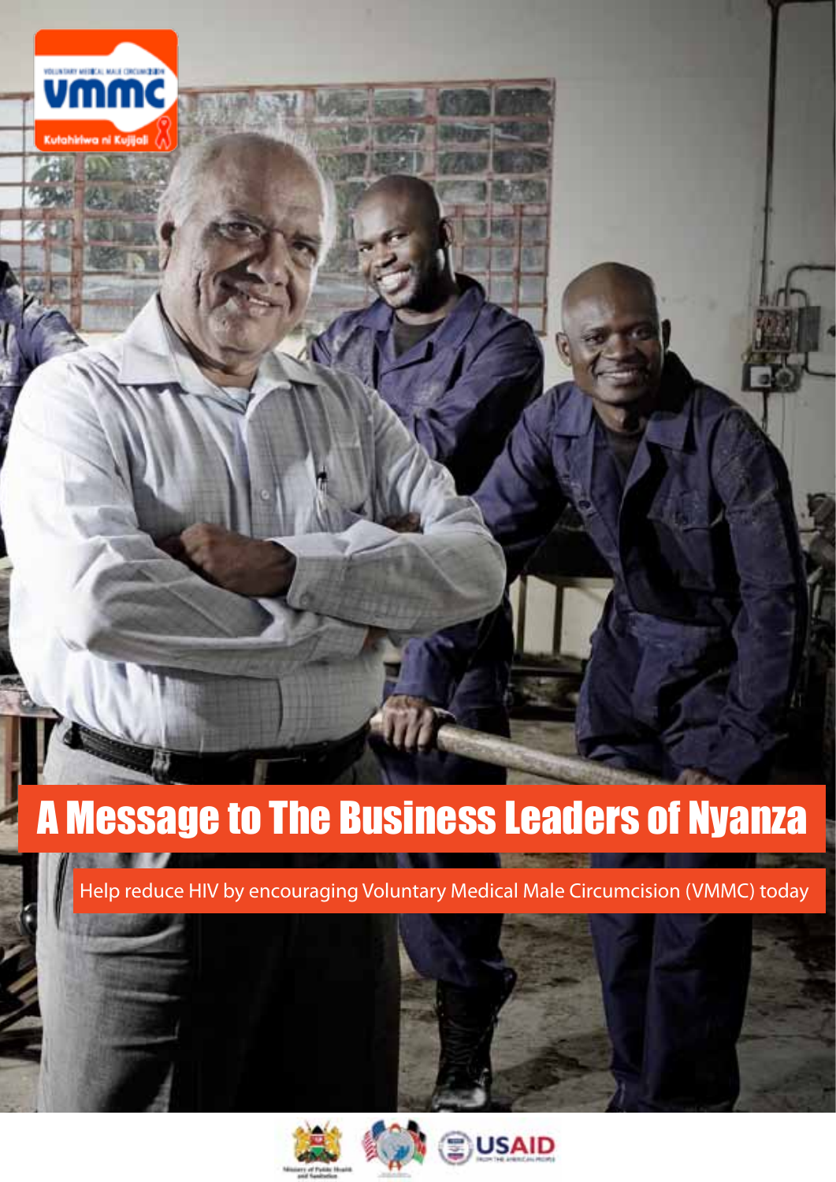VOLUNTARY MEDICAL MALE CIRCUMCISION

**vmmc**

Kutahiriwa ni Kujijali

# A Message to The Business Leaders of Nyanza

Help reduce HIV by encouraging Voluntary Medical Male Circumcision (VMMC) today

Ministry of Public Health and Sanitation

USAID FROM THE AMERICAN PEOPLE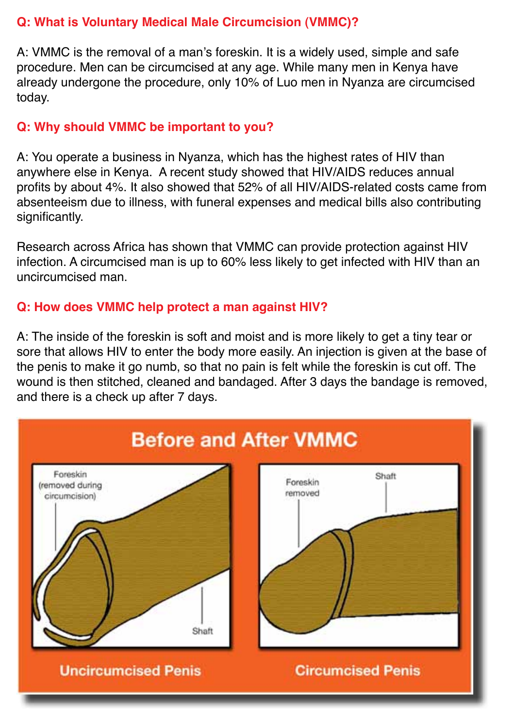### Q: What is Voluntary Medical Male Circumcision (VMMC)?

A: VMMC is the removal of a man's foreskin. It is a widely used, simple and safe procedure. Men can be circumcised at any age. While many men in Kenya have already undergone the procedure, only 10% of Luo men in Nyanza are circumcised today.

### Q: Why should VMMC be important to you?

A: You operate a business in Nyanza, which has the highest rates of HIV than anywhere else in Kenya. A recent study showed that HIV/AIDS reduces annual profits by about 4%. It also showed that 52% of all HIV/AIDS-related costs came from absenteeism due to illness, with funeral expenses and medical bills also contributing significantly.

Research across Africa has shown that VMMC can provide protection against HIV infection. A circumcised man is up to 60% less likely to get infected with HIV than an uncircumcised man.

### Q: How does VMMC help protect a man against HIV?

A: The inside of the foreskin is soft and moist and is more likely to get a tiny tear or sore that allows HIV to enter the body more easily. An injection is given at the base of the penis to make it go numb, so that no pain is felt while the foreskin is cut off. The wound is then stitched, cleaned and bandaged. After 3 days the bandage is removed, and there is a check up after 7 days.

**Before and After VMMC**

Uncircumcised Penis: Foreskin (removed during circumcision); Shaft

Circumcised Penis: Foreskin removed; Shaft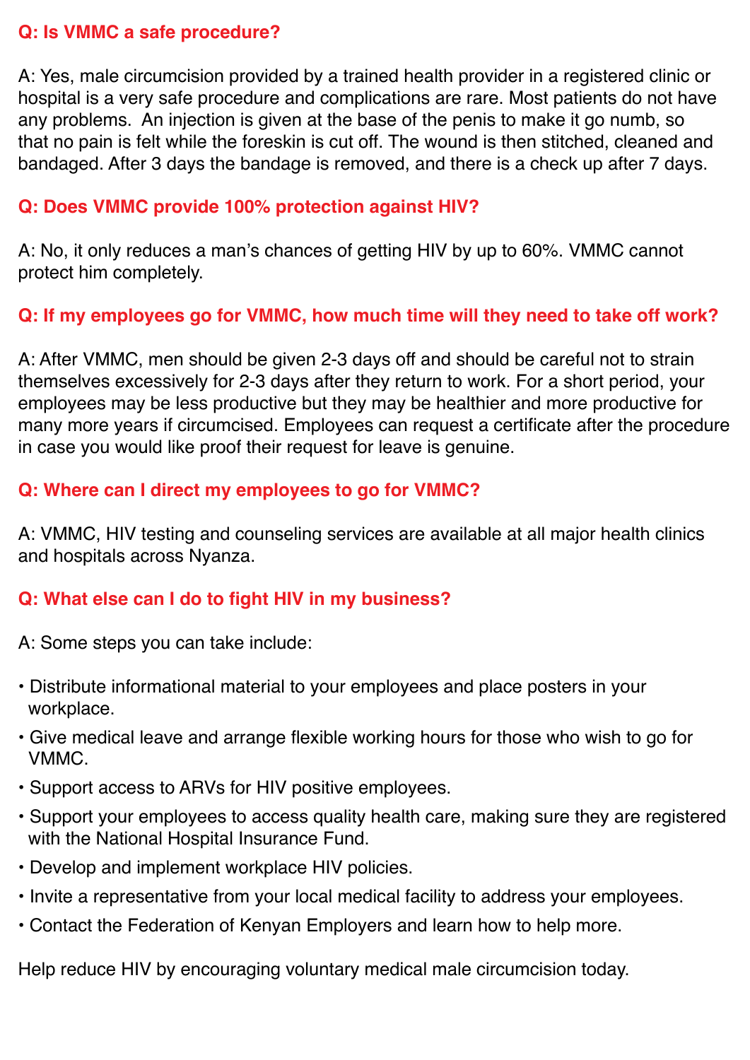**Q: Is VMMC a safe procedure?**

A: Yes, male circumcision provided by a trained health provider in a registered clinic or hospital is a very safe procedure and complications are rare. Most patients do not have any problems. An injection is given at the base of the penis to make it go numb, so that no pain is felt while the foreskin is cut off. The wound is then stitched, cleaned and bandaged. After 3 days the bandage is removed, and there is a check up after 7 days.

**Q: Does VMMC provide 100% protection against HIV?**

A: No, it only reduces a man's chances of getting HIV by up to 60%. VMMC cannot protect him completely.

**Q: If my employees go for VMMC, how much time will they need to take off work?**

A: After VMMC, men should be given 2-3 days off and should be careful not to strain themselves excessively for 2-3 days after they return to work. For a short period, your employees may be less productive but they may be healthier and more productive for many more years if circumcised. Employees can request a certificate after the procedure in case you would like proof their request for leave is genuine.

**Q: Where can I direct my employees to go for VMMC?**

A: VMMC, HIV testing and counseling services are available at all major health clinics and hospitals across Nyanza.

**Q: What else can I do to fight HIV in my business?**

A: Some steps you can take include:

- Distribute informational material to your employees and place posters in your workplace.
- Give medical leave and arrange flexible working hours for those who wish to go for VMMC.
- Support access to ARVs for HIV positive employees.
- Support your employees to access quality health care, making sure they are registered with the National Hospital Insurance Fund.
- Develop and implement workplace HIV policies.
- Invite a representative from your local medical facility to address your employees.
- Contact the Federation of Kenyan Employers and learn how to help more.

Help reduce HIV by encouraging voluntary medical male circumcision today.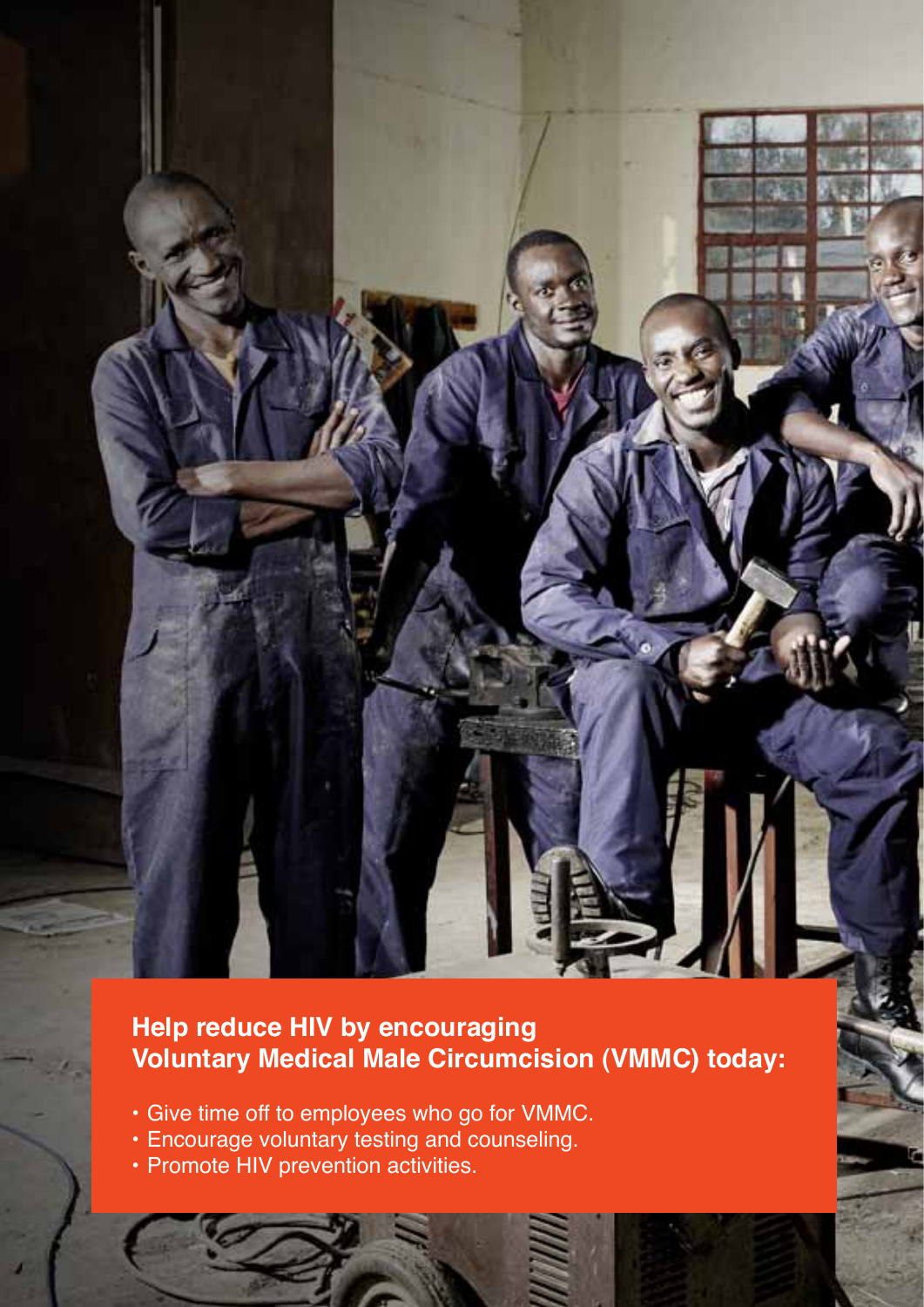**Help reduce HIV by encouraging Voluntary Medical Male Circumcision (VMMC) today:**

- Give time off to employees who go for VMMC.
- Encourage voluntary testing and counseling.
- Promote HIV prevention activities.